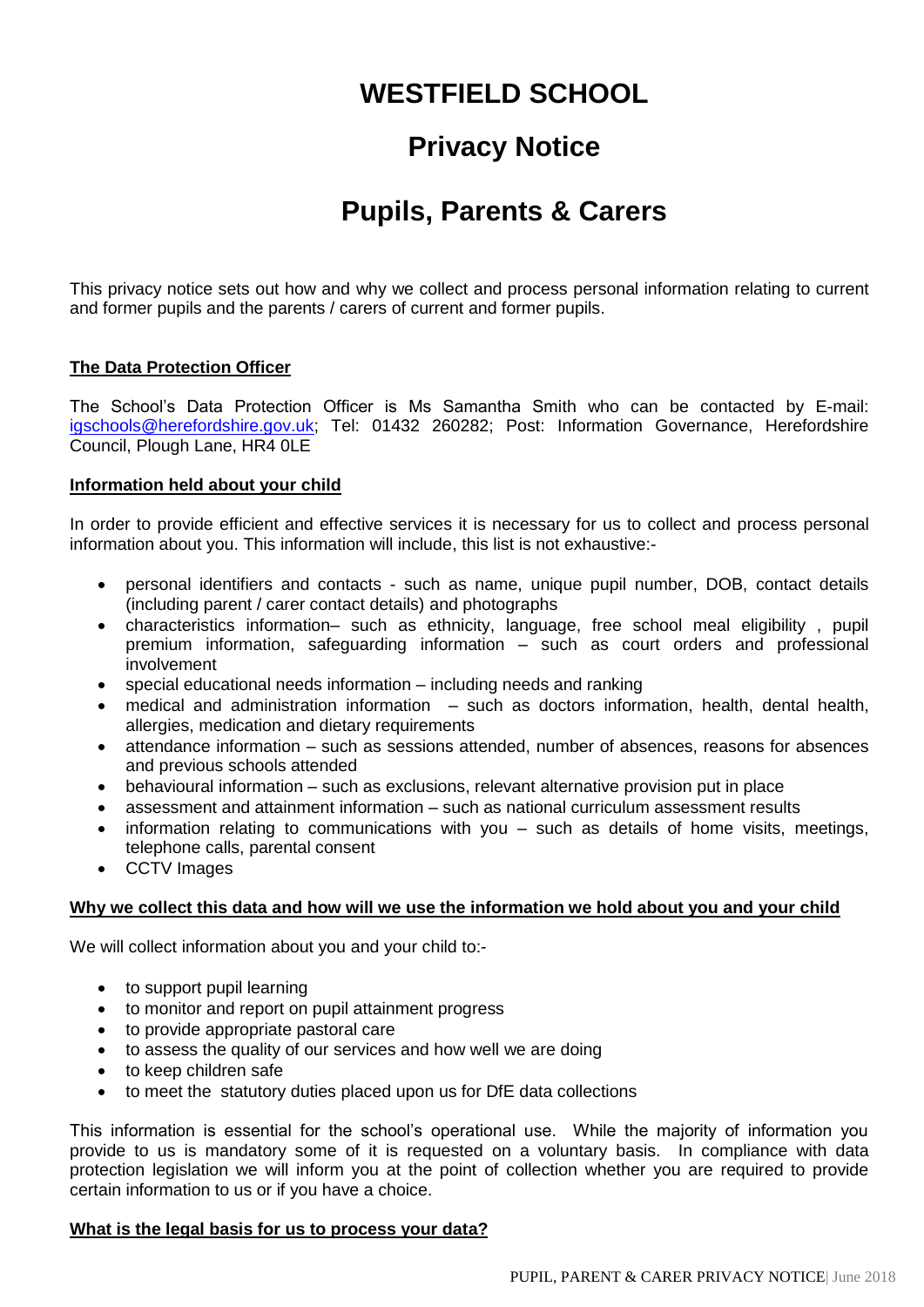# WESTFIELD SCHOOL

## Privacy Notice

## Pupils, Parents & Carers

This privacy notice sets out how and why we collect and process personal information relating to current and former pupils and the parents / carers of current and former pupils.

**The Data Protection Officer**

The School's Data Protection Officer is Ms Samantha Smith who can be contacted by E-mail: igschools@herefordshire.gov.uk; Tel: 01432 260282; Post: Information Governance, Herefordshire Council, Plough Lane, HR4 0LE

**Information held about your child**

In order to provide efficient and effective services it is necessary for us to collect and process personal information about you. This information will include, this list is not exhaustive:-

- personal identifiers and contacts - such as name, unique pupil number, DOB, contact details (including parent / carer contact details) and photographs
- characteristics information– such as ethnicity, language, free school meal eligibility , pupil premium information, safeguarding information – such as court orders and professional involvement
- special educational needs information – including needs and ranking
- medical and administration information – such as doctors information, health, dental health, allergies, medication and dietary requirements
- attendance information – such as sessions attended, number of absences, reasons for absences and previous schools attended
- behavioural information – such as exclusions, relevant alternative provision put in place
- assessment and attainment information – such as national curriculum assessment results
- information relating to communications with you – such as details of home visits, meetings, telephone calls, parental consent
- CCTV Images

**Why we collect this data and how will we use the information we hold about you and your child**

We will collect information about you and your child to:-

- to support pupil learning
- to monitor and report on pupil attainment progress
- to provide appropriate pastoral care
- to assess the quality of our services and how well we are doing
- to keep children safe
- to meet the statutory duties placed upon us for DfE data collections

This information is essential for the school's operational use. While the majority of information you provide to us is mandatory some of it is requested on a voluntary basis. In compliance with data protection legislation we will inform you at the point of collection whether you are required to provide certain information to us or if you have a choice.

**What is the legal basis for us to process your data?**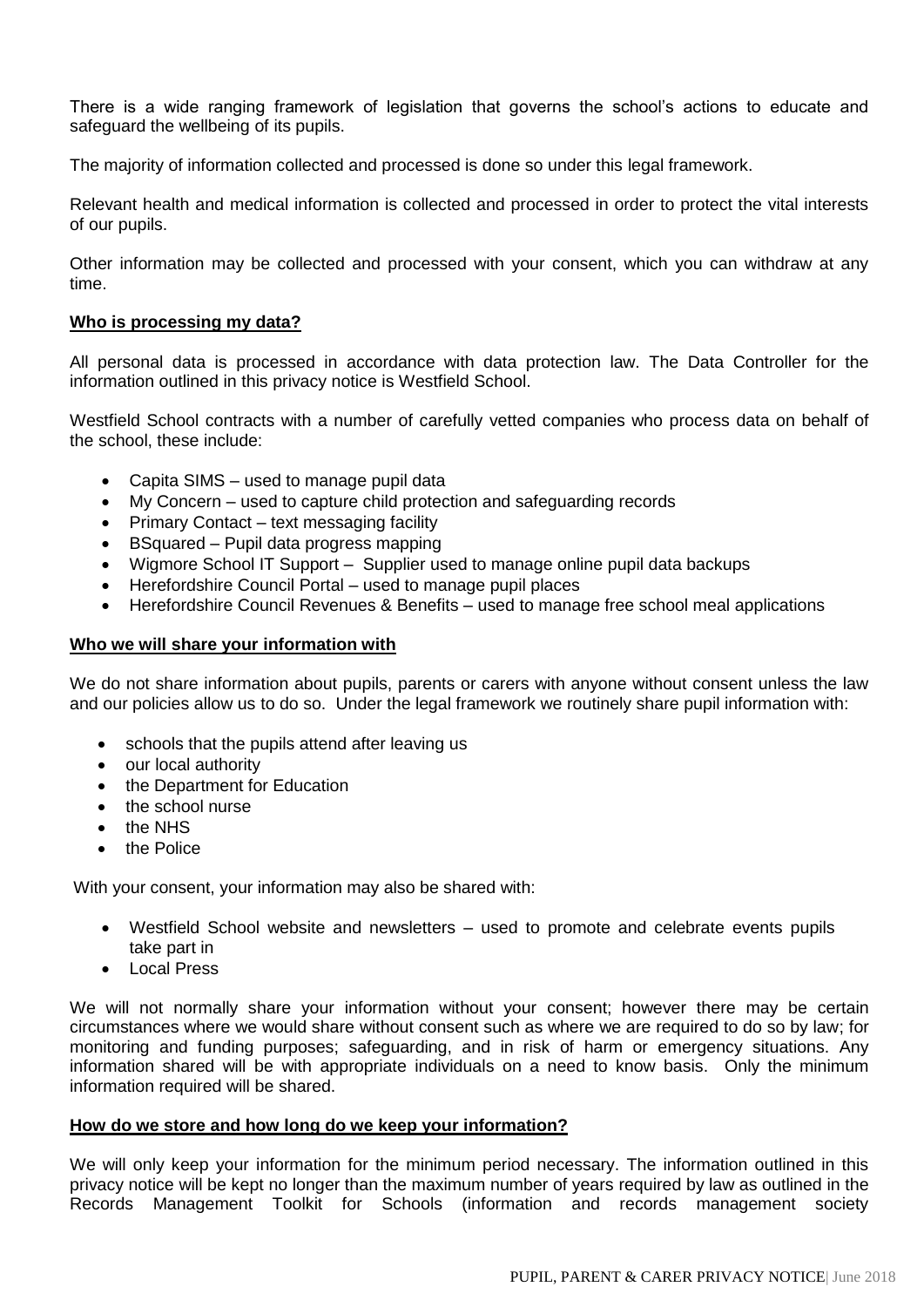There is a wide ranging framework of legislation that governs the school's actions to educate and safeguard the wellbeing of its pupils.

The majority of information collected and processed is done so under this legal framework.

Relevant health and medical information is collected and processed in order to protect the vital interests of our pupils.

Other information may be collected and processed with your consent, which you can withdraw at any time.

**Who is processing my data?**

All personal data is processed in accordance with data protection law. The Data Controller for the information outlined in this privacy notice is Westfield School.

Westfield School contracts with a number of carefully vetted companies who process data on behalf of the school, these include:

- Capita SIMS – used to manage pupil data
- My Concern – used to capture child protection and safeguarding records
- Primary Contact – text messaging facility
- BSquared – Pupil data progress mapping
- Wigmore School IT Support – Supplier used to manage online pupil data backups
- Herefordshire Council Portal – used to manage pupil places
- Herefordshire Council Revenues & Benefits – used to manage free school meal applications

**Who we will share your information with**

We do not share information about pupils, parents or carers with anyone without consent unless the law and our policies allow us to do so. Under the legal framework we routinely share pupil information with:

- schools that the pupils attend after leaving us
- our local authority
- the Department for Education
- the school nurse
- the NHS
- the Police

With your consent, your information may also be shared with:

- Westfield School website and newsletters – used to promote and celebrate events pupils take part in
- Local Press

We will not normally share your information without your consent; however there may be certain circumstances where we would share without consent such as where we are required to do so by law; for monitoring and funding purposes; safeguarding, and in risk of harm or emergency situations. Any information shared will be with appropriate individuals on a need to know basis. Only the minimum information required will be shared.

**How do we store and how long do we keep your information?**

We will only keep your information for the minimum period necessary. The information outlined in this privacy notice will be kept no longer than the maximum number of years required by law as outlined in the Records Management Toolkit for Schools (information and records management society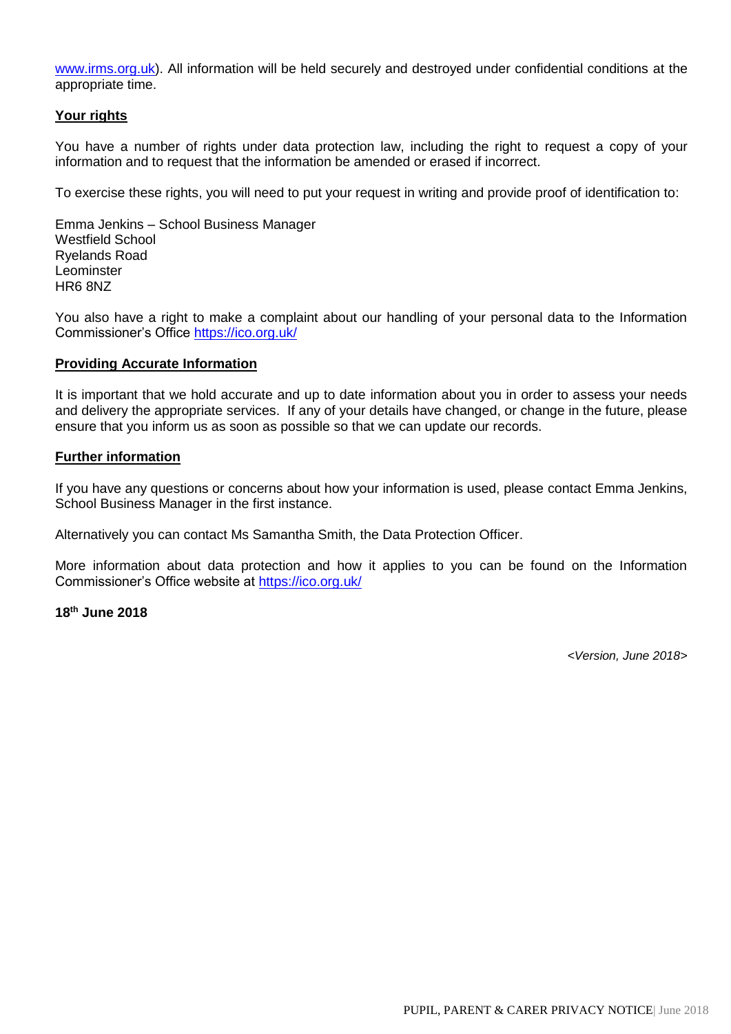www.irms.org.uk). All information will be held securely and destroyed under confidential conditions at the appropriate time.

## Your rights

You have a number of rights under data protection law, including the right to request a copy of your information and to request that the information be amended or erased if incorrect.

To exercise these rights, you will need to put your request in writing and provide proof of identification to:

Emma Jenkins – School Business Manager  
Westfield School  
Ryelands Road  
Leominster  
HR6 8NZ

You also have a right to make a complaint about our handling of your personal data to the Information Commissioner's Office https://ico.org.uk/

## Providing Accurate Information

It is important that we hold accurate and up to date information about you in order to assess your needs and delivery the appropriate services. If any of your details have changed, or change in the future, please ensure that you inform us as soon as possible so that we can update our records.

## Further information

If you have any questions or concerns about how your information is used, please contact Emma Jenkins, School Business Manager in the first instance.

Alternatively you can contact Ms Samantha Smith, the Data Protection Officer.

More information about data protection and how it applies to you can be found on the Information Commissioner's Office website at https://ico.org.uk/

**18th June 2018**

*<Version, June 2018>*